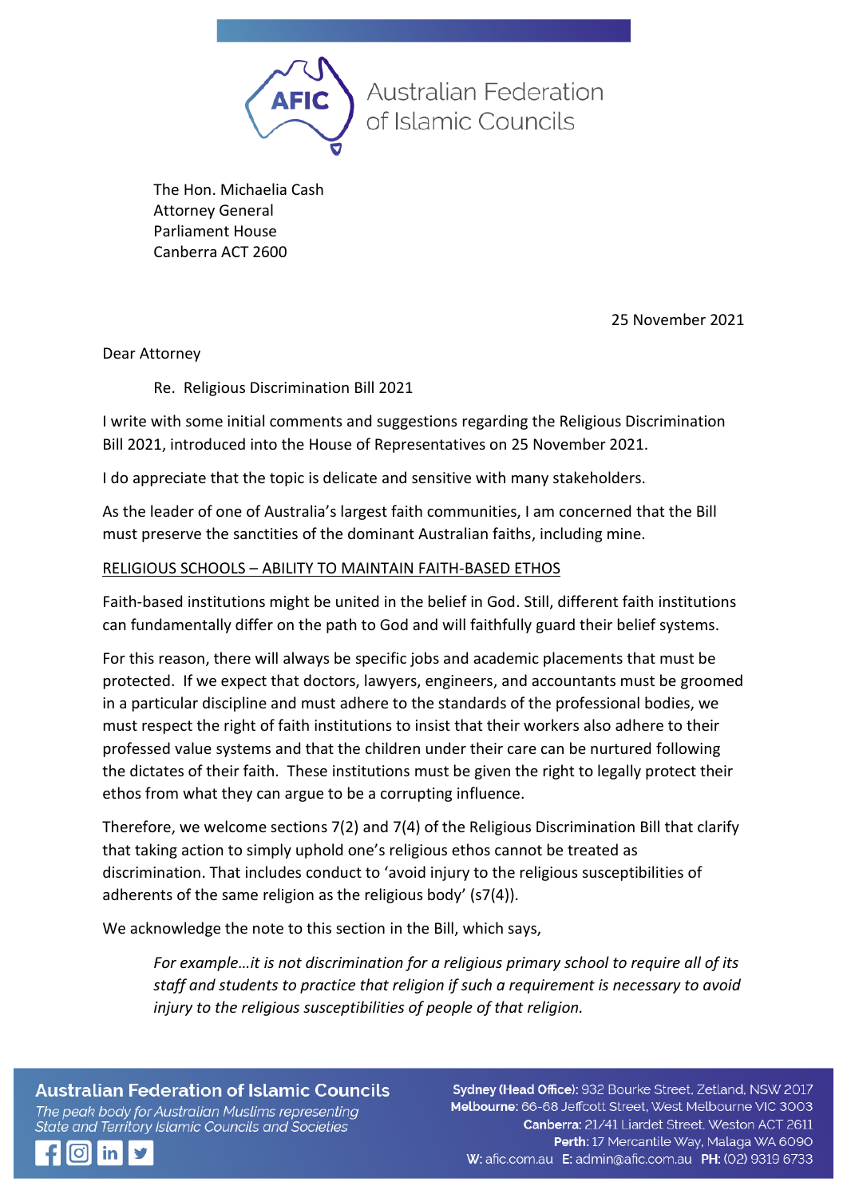Australian Federation of Islamic Councils

The Hon. Michaelia Cash
Attorney General
Parliament House
Canberra ACT 2600

25 November 2021

Dear Attorney

Re. Religious Discrimination Bill 2021

I write with some initial comments and suggestions regarding the Religious Discrimination Bill 2021, introduced into the House of Representatives on 25 November 2021.

I do appreciate that the topic is delicate and sensitive with many stakeholders.

As the leader of one of Australia's largest faith communities, I am concerned that the Bill must preserve the sanctities of the dominant Australian faiths, including mine.

<u>RELIGIOUS SCHOOLS – ABILITY TO MAINTAIN FAITH-BASED ETHOS</u>

Faith-based institutions might be united in the belief in God. Still, different faith institutions can fundamentally differ on the path to God and will faithfully guard their belief systems.

For this reason, there will always be specific jobs and academic placements that must be protected. If we expect that doctors, lawyers, engineers, and accountants must be groomed in a particular discipline and must adhere to the standards of the professional bodies, we must respect the right of faith institutions to insist that their workers also adhere to their professed value systems and that the children under their care can be nurtured following the dictates of their faith. These institutions must be given the right to legally protect their ethos from what they can argue to be a corrupting influence.

Therefore, we welcome sections 7(2) and 7(4) of the Religious Discrimination Bill that clarify that taking action to simply uphold one's religious ethos cannot be treated as discrimination. That includes conduct to 'avoid injury to the religious susceptibilities of adherents of the same religion as the religious body' (s7(4)).

We acknowledge the note to this section in the Bill, which says,

> *For example…it is not discrimination for a religious primary school to require all of its staff and students to practice that religion if such a requirement is necessary to avoid injury to the religious susceptibilities of people of that religion.*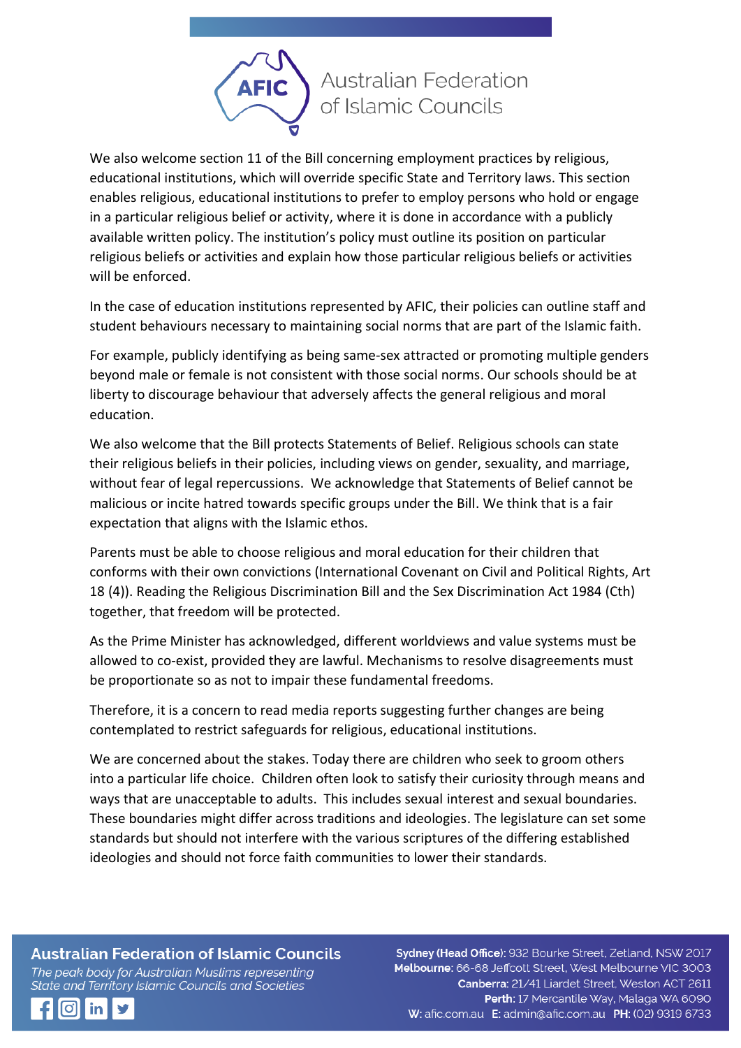We also welcome section 11 of the Bill concerning employment practices by religious, educational institutions, which will override specific State and Territory laws. This section enables religious, educational institutions to prefer to employ persons who hold or engage in a particular religious belief or activity, where it is done in accordance with a publicly available written policy. The institution's policy must outline its position on particular religious beliefs or activities and explain how those particular religious beliefs or activities will be enforced.

In the case of education institutions represented by AFIC, their policies can outline staff and student behaviours necessary to maintaining social norms that are part of the Islamic faith.

For example, publicly identifying as being same-sex attracted or promoting multiple genders beyond male or female is not consistent with those social norms. Our schools should be at liberty to discourage behaviour that adversely affects the general religious and moral education.

We also welcome that the Bill protects Statements of Belief. Religious schools can state their religious beliefs in their policies, including views on gender, sexuality, and marriage, without fear of legal repercussions. We acknowledge that Statements of Belief cannot be malicious or incite hatred towards specific groups under the Bill. We think that is a fair expectation that aligns with the Islamic ethos.

Parents must be able to choose religious and moral education for their children that conforms with their own convictions (International Covenant on Civil and Political Rights, Art 18 (4)). Reading the Religious Discrimination Bill and the Sex Discrimination Act 1984 (Cth) together, that freedom will be protected.

As the Prime Minister has acknowledged, different worldviews and value systems must be allowed to co-exist, provided they are lawful. Mechanisms to resolve disagreements must be proportionate so as not to impair these fundamental freedoms.

Therefore, it is a concern to read media reports suggesting further changes are being contemplated to restrict safeguards for religious, educational institutions.

We are concerned about the stakes. Today there are children who seek to groom others into a particular life choice. Children often look to satisfy their curiosity through means and ways that are unacceptable to adults. This includes sexual interest and sexual boundaries. These boundaries might differ across traditions and ideologies. The legislature can set some standards but should not interfere with the various scriptures of the differing established ideologies and should not force faith communities to lower their standards.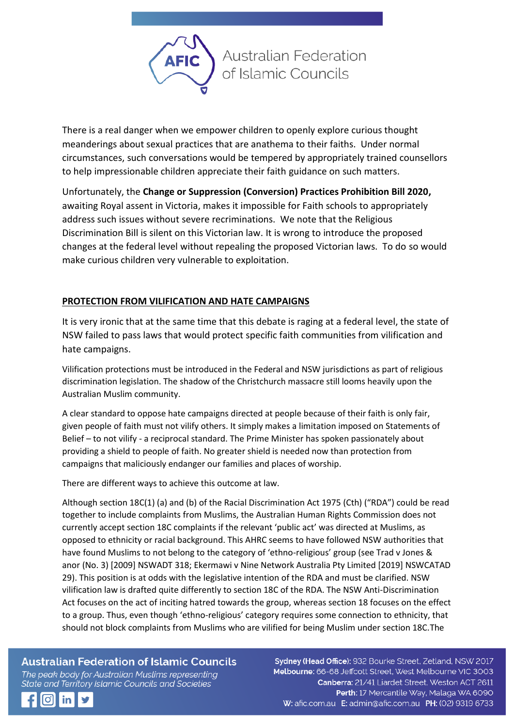There is a real danger when we empower children to openly explore curious thought meanderings about sexual practices that are anathema to their faiths. Under normal circumstances, such conversations would be tempered by appropriately trained counsellors to help impressionable children appreciate their faith guidance on such matters.

Unfortunately, the **Change or Suppression (Conversion) Practices Prohibition Bill 2020,** awaiting Royal assent in Victoria, makes it impossible for Faith schools to appropriately address such issues without severe recriminations. We note that the Religious Discrimination Bill is silent on this Victorian law. It is wrong to introduce the proposed changes at the federal level without repealing the proposed Victorian laws. To do so would make curious children very vulnerable to exploitation.

## PROTECTION FROM VILIFICATION AND HATE CAMPAIGNS

It is very ironic that at the same time that this debate is raging at a federal level, the state of NSW failed to pass laws that would protect specific faith communities from vilification and hate campaigns.

Vilification protections must be introduced in the Federal and NSW jurisdictions as part of religious discrimination legislation. The shadow of the Christchurch massacre still looms heavily upon the Australian Muslim community.

A clear standard to oppose hate campaigns directed at people because of their faith is only fair, given people of faith must not vilify others. It simply makes a limitation imposed on Statements of Belief – to not vilify - a reciprocal standard. The Prime Minister has spoken passionately about providing a shield to people of faith. No greater shield is needed now than protection from campaigns that maliciously endanger our families and places of worship.

There are different ways to achieve this outcome at law.

Although section 18C(1) (a) and (b) of the Racial Discrimination Act 1975 (Cth) ("RDA") could be read together to include complaints from Muslims, the Australian Human Rights Commission does not currently accept section 18C complaints if the relevant 'public act' was directed at Muslims, as opposed to ethnicity or racial background. This AHRC seems to have followed NSW authorities that have found Muslims to not belong to the category of 'ethno-religious' group (see Trad v Jones & anor (No. 3) [2009] NSWADT 318; Ekermawi v Nine Network Australia Pty Limited [2019] NSWCATAD 29). This position is at odds with the legislative intention of the RDA and must be clarified. NSW vilification law is drafted quite differently to section 18C of the RDA. The NSW Anti-Discrimination Act focuses on the act of inciting hatred towards the group, whereas section 18 focuses on the effect to a group. Thus, even though 'ethno-religious' category requires some connection to ethnicity, that should not block complaints from Muslims who are vilified for being Muslim under section 18C.The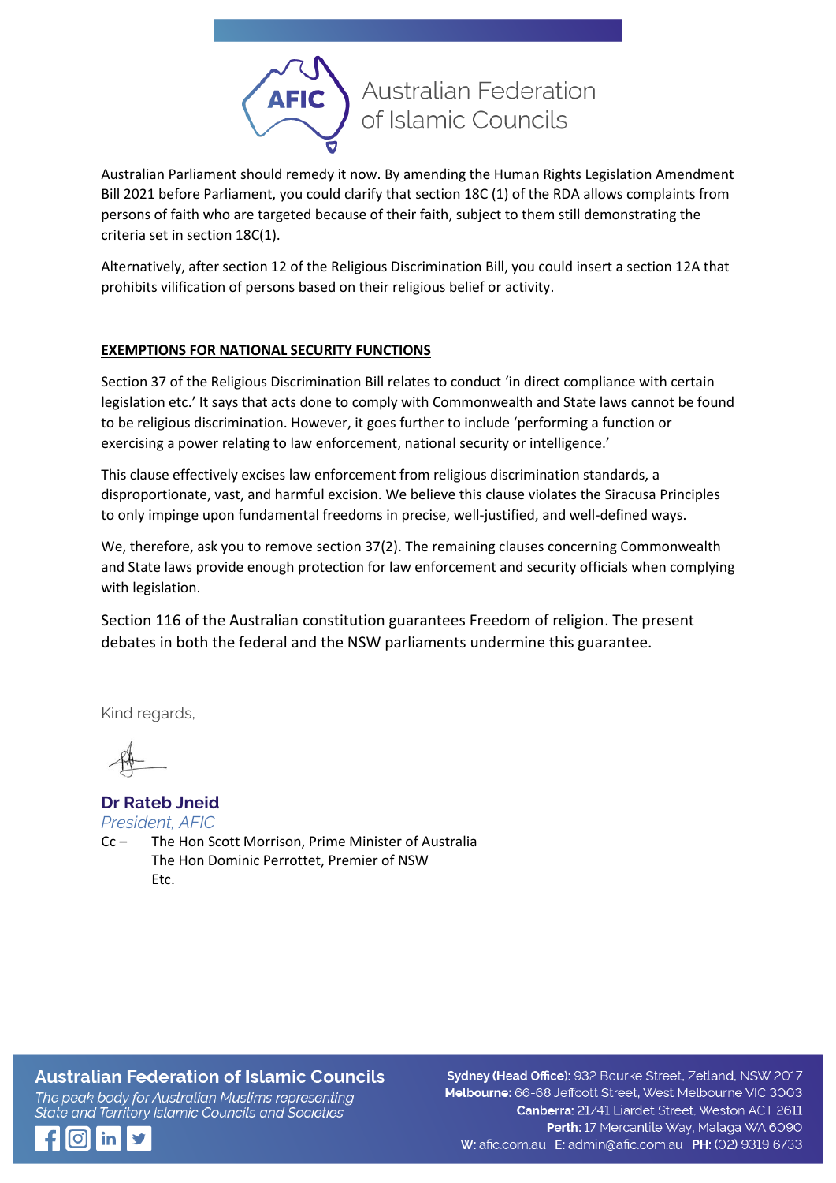Australian Parliament should remedy it now. By amending the Human Rights Legislation Amendment Bill 2021 before Parliament, you could clarify that section 18C (1) of the RDA allows complaints from persons of faith who are targeted because of their faith, subject to them still demonstrating the criteria set in section 18C(1).

Alternatively, after section 12 of the Religious Discrimination Bill, you could insert a section 12A that prohibits vilification of persons based on their religious belief or activity.

## EXEMPTIONS FOR NATIONAL SECURITY FUNCTIONS

Section 37 of the Religious Discrimination Bill relates to conduct 'in direct compliance with certain legislation etc.' It says that acts done to comply with Commonwealth and State laws cannot be found to be religious discrimination. However, it goes further to include 'performing a function or exercising a power relating to law enforcement, national security or intelligence.'

This clause effectively excises law enforcement from religious discrimination standards, a disproportionate, vast, and harmful excision. We believe this clause violates the Siracusa Principles to only impinge upon fundamental freedoms in precise, well-justified, and well-defined ways.

We, therefore, ask you to remove section 37(2). The remaining clauses concerning Commonwealth and State laws provide enough protection for law enforcement and security officials when complying with legislation.

Section 116 of the Australian constitution guarantees Freedom of religion. The present debates in both the federal and the NSW parliaments undermine this guarantee.

Kind regards,

**Dr Rateb Jneid**
*President, AFIC*

Cc – The Hon Scott Morrison, Prime Minister of Australia
The Hon Dominic Perrottet, Premier of NSW
Etc.